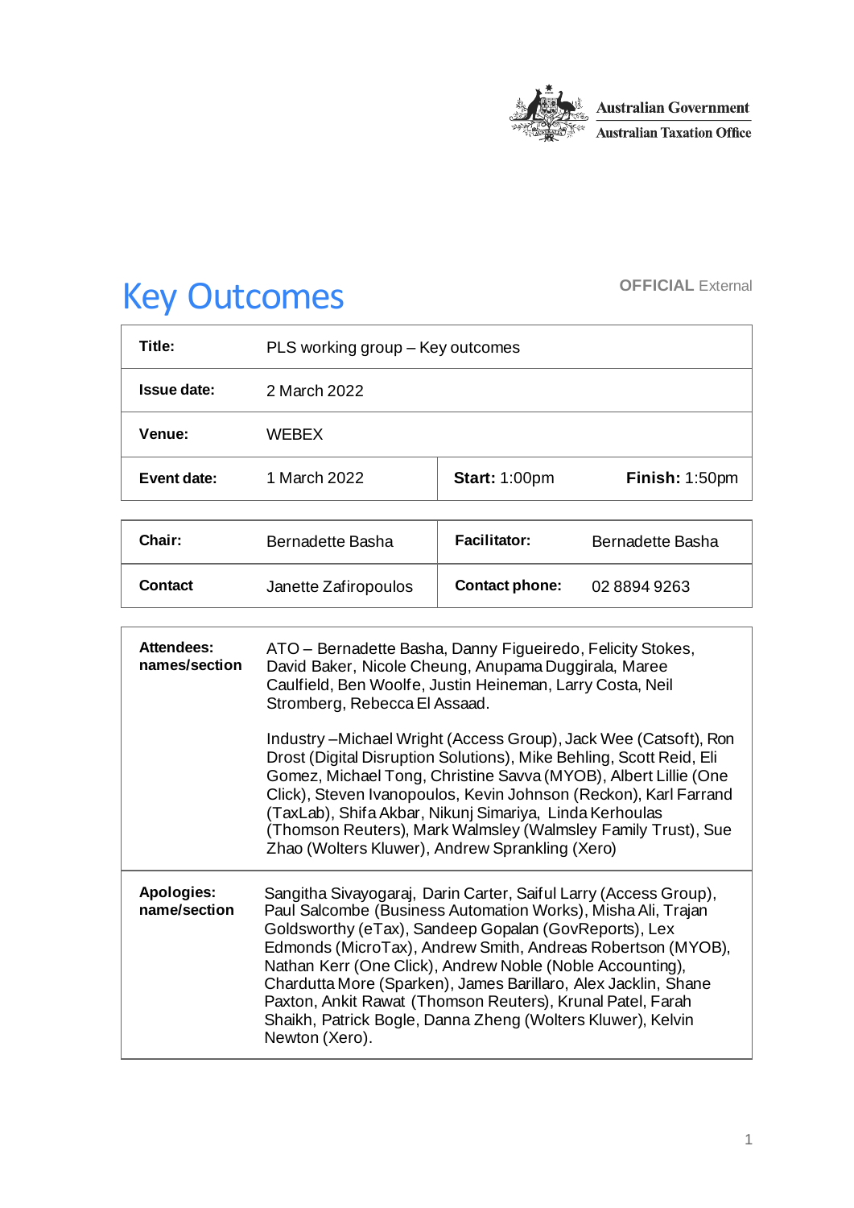Australian Government
Australian Taxation Office

# Key Outcomes

**OFFICIAL** External

| | | | |
|---|---|---|---|
| **Title:** | PLS working group – Key outcomes | | |
| **Issue date:** | 2 March 2022 | | |
| **Venue:** | WEBEX | | |
| **Event date:** | 1 March 2022 | **Start:** 1:00pm | **Finish:** 1:50pm |

| | | | |
|---|---|---|---|
| **Chair:** | Bernadette Basha | **Facilitator:** | Bernadette Basha |
| **Contact** | Janette Zafiropoulos | **Contact phone:** | 02 8894 9263 |

| | |
|---|---|
| **Attendees: names/section** | ATO – Bernadette Basha, Danny Figueiredo, Felicity Stokes, David Baker, Nicole Cheung, Anupama Duggirala, Maree Caulfield, Ben Woolfe, Justin Heineman, Larry Costa, Neil Stromberg, Rebecca El Assaad.<br><br>Industry –Michael Wright (Access Group), Jack Wee (Catsoft), Ron Drost (Digital Disruption Solutions), Mike Behling, Scott Reid, Eli Gomez, Michael Tong, Christine Savva (MYOB), Albert Lillie (One Click), Steven Ivanopoulos, Kevin Johnson (Reckon), Karl Farrand (TaxLab), Shifa Akbar, Nikunj Simariya, Linda Kerhoulas (Thomson Reuters), Mark Walmsley (Walmsley Family Trust), Sue Zhao (Wolters Kluwer), Andrew Sprankling (Xero) |
| **Apologies: name/section** | Sangitha Sivayogaraj, Darin Carter, Saiful Larry (Access Group), Paul Salcombe (Business Automation Works), Misha Ali, Trajan Goldsworthy (eTax), Sandeep Gopalan (GovReports), Lex Edmonds (MicroTax), Andrew Smith, Andreas Robertson (MYOB), Nathan Kerr (One Click), Andrew Noble (Noble Accounting), Chardutta More (Sparken), James Barillaro, Alex Jacklin, Shane Paxton, Ankit Rawat (Thomson Reuters), Krunal Patel, Farah Shaikh, Patrick Bogle, Danna Zheng (Wolters Kluwer), Kelvin Newton (Xero). |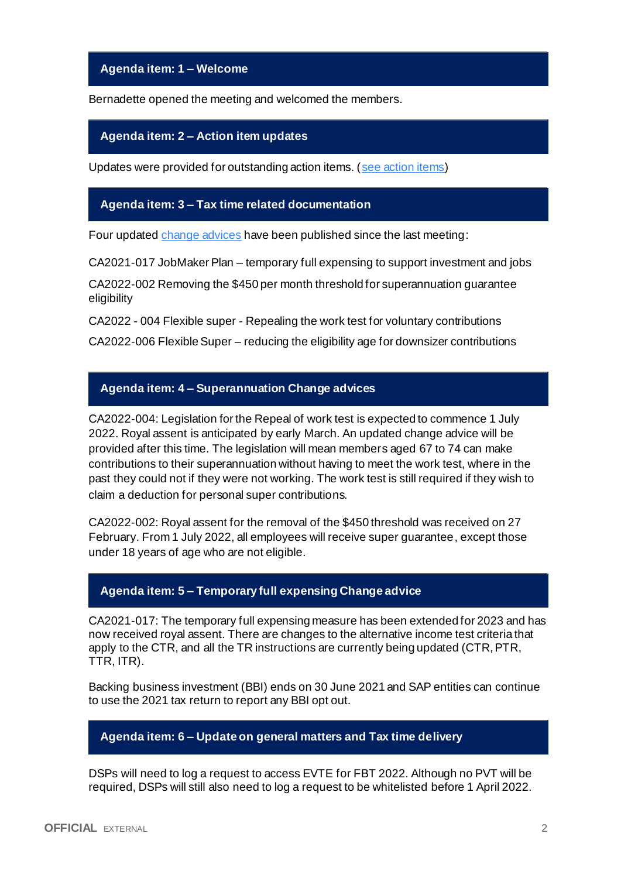## Agenda item: 1 – Welcome

Bernadette opened the meeting and welcomed the members.

## Agenda item: 2 – Action item updates

Updates were provided for outstanding action items. (see action items)

## Agenda item: 3 – Tax time related documentation

Four updated change advices have been published since the last meeting:

CA2021-017 JobMaker Plan – temporary full expensing to support investment and jobs

CA2022-002 Removing the $450 per month threshold for superannuation guarantee eligibility

CA2022 - 004 Flexible super - Repealing the work test for voluntary contributions

CA2022-006 Flexible Super – reducing the eligibility age for downsizer contributions

## Agenda item: 4 – Superannuation Change advices

CA2022-004: Legislation for the Repeal of work test is expected to commence 1 July 2022. Royal assent is anticipated by early March. An updated change advice will be provided after this time. The legislation will mean members aged 67 to 74 can make contributions to their superannuation without having to meet the work test, where in the past they could not if they were not working. The work test is still required if they wish to claim a deduction for personal super contributions.

CA2022-002: Royal assent for the removal of the $450 threshold was received on 27 February. From 1 July 2022, all employees will receive super guarantee, except those under 18 years of age who are not eligible.

## Agenda item: 5 – Temporary full expensing Change advice

CA2021-017: The temporary full expensing measure has been extended for 2023 and has now received royal assent. There are changes to the alternative income test criteria that apply to the CTR, and all the TR instructions are currently being updated (CTR, PTR, TTR, ITR).

Backing business investment (BBI) ends on 30 June 2021 and SAP entities can continue to use the 2021 tax return to report any BBI opt out.

## Agenda item: 6 – Update on general matters and Tax time delivery

DSPs will need to log a request to access EVTE for FBT 2022. Although no PVT will be required, DSPs will still also need to log a request to be whitelisted before 1 April 2022.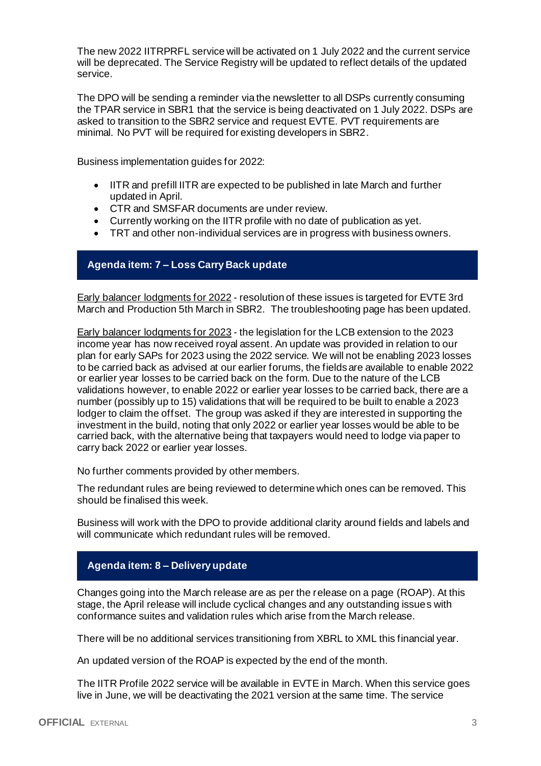The new 2022 IITRPRFL service will be activated on 1 July 2022 and the current service will be deprecated. The Service Registry will be updated to reflect details of the updated service.

The DPO will be sending a reminder via the newsletter to all DSPs currently consuming the TPAR service in SBR1 that the service is being deactivated on 1 July 2022. DSPs are asked to transition to the SBR2 service and request EVTE. PVT requirements are minimal. No PVT will be required for existing developers in SBR2.

Business implementation guides for 2022:

- IITR and prefill IITR are expected to be published in late March and further updated in April.
- CTR and SMSFAR documents are under review.
- Currently working on the IITR profile with no date of publication as yet.
- TRT and other non-individual services are in progress with business owners.

## Agenda item: 7 – Loss Carry Back update

Early balancer lodgments for 2022 - resolution of these issues is targeted for EVTE 3rd March and Production 5th March in SBR2. The troubleshooting page has been updated.

Early balancer lodgments for 2023 - the legislation for the LCB extension to the 2023 income year has now received royal assent. An update was provided in relation to our plan for early SAPs for 2023 using the 2022 service. We will not be enabling 2023 losses to be carried back as advised at our earlier forums, the fields are available to enable 2022 or earlier year losses to be carried back on the form. Due to the nature of the LCB validations however, to enable 2022 or earlier year losses to be carried back, there are a number (possibly up to 15) validations that will be required to be built to enable a 2023 lodger to claim the offset. The group was asked if they are interested in supporting the investment in the build, noting that only 2022 or earlier year losses would be able to be carried back, with the alternative being that taxpayers would need to lodge via paper to carry back 2022 or earlier year losses.

No further comments provided by other members.

The redundant rules are being reviewed to determine which ones can be removed. This should be finalised this week.

Business will work with the DPO to provide additional clarity around fields and labels and will communicate which redundant rules will be removed.

## Agenda item: 8 – Delivery update

Changes going into the March release are as per the release on a page (ROAP). At this stage, the April release will include cyclical changes and any outstanding issues with conformance suites and validation rules which arise from the March release.

There will be no additional services transitioning from XBRL to XML this financial year.

An updated version of the ROAP is expected by the end of the month.

The IITR Profile 2022 service will be available in EVTE in March. When this service goes live in June, we will be deactivating the 2021 version at the same time. The service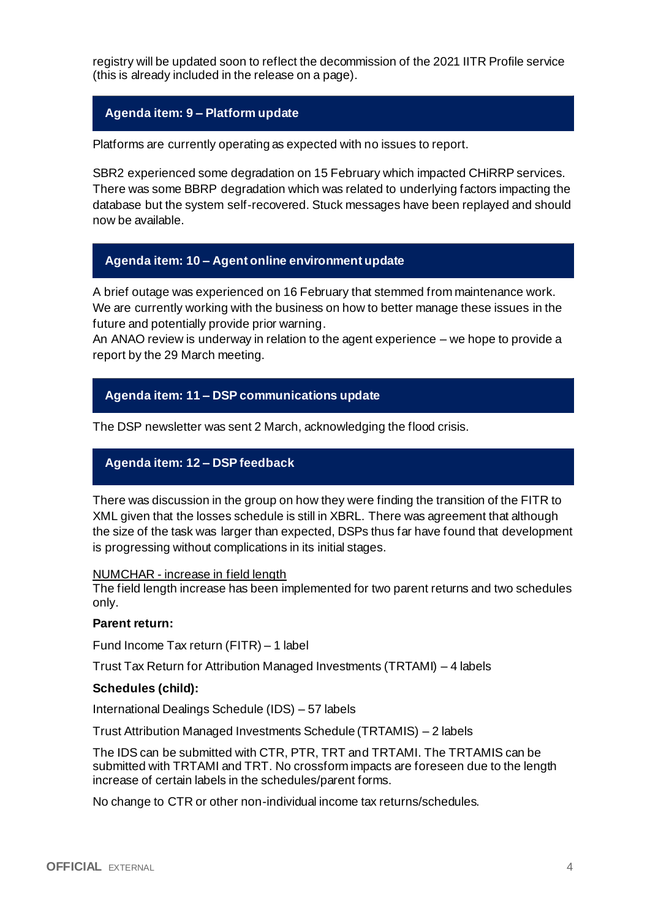registry will be updated soon to reflect the decommission of the 2021 IITR Profile service (this is already included in the release on a page).

## Agenda item: 9 – Platform update

Platforms are currently operating as expected with no issues to report.

SBR2 experienced some degradation on 15 February which impacted CHiRRP services. There was some BBRP degradation which was related to underlying factors impacting the database but the system self-recovered. Stuck messages have been replayed and should now be available.

## Agenda item: 10 – Agent online environment update

A brief outage was experienced on 16 February that stemmed from maintenance work. We are currently working with the business on how to better manage these issues in the future and potentially provide prior warning.
An ANAO review is underway in relation to the agent experience – we hope to provide a report by the 29 March meeting.

## Agenda item: 11 – DSP communications update

The DSP newsletter was sent 2 March, acknowledging the flood crisis.

## Agenda item: 12 – DSP feedback

There was discussion in the group on how they were finding the transition of the FITR to XML given that the losses schedule is still in XBRL. There was agreement that although the size of the task was larger than expected, DSPs thus far have found that development is progressing without complications in its initial stages.

NUMCHAR - increase in field length
The field length increase has been implemented for two parent returns and two schedules only.

**Parent return:**

Fund Income Tax return (FITR) – 1 label

Trust Tax Return for Attribution Managed Investments (TRTAMI) – 4 labels

**Schedules (child):**

International Dealings Schedule (IDS) – 57 labels

Trust Attribution Managed Investments Schedule (TRTAMIS) – 2 labels

The IDS can be submitted with CTR, PTR, TRT and TRTAMI. The TRTAMIS can be submitted with TRTAMI and TRT. No crossform impacts are foreseen due to the length increase of certain labels in the schedules/parent forms.

No change to CTR or other non-individual income tax returns/schedules.